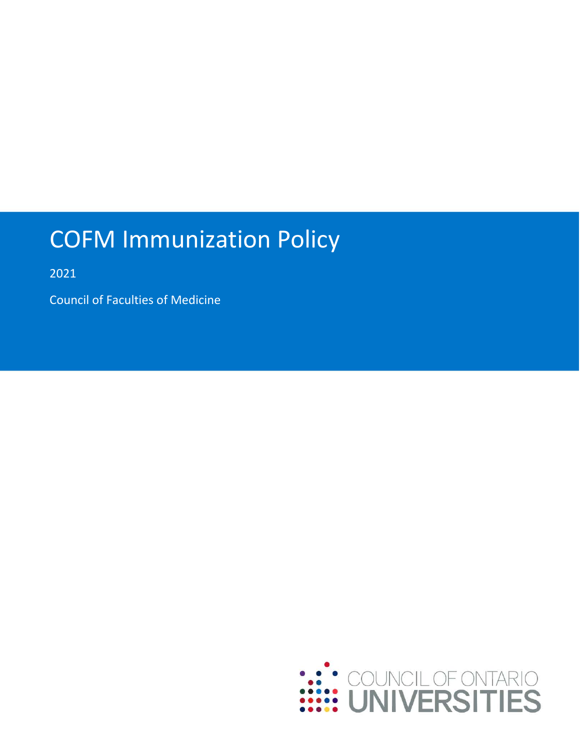# COFM Immunization Policy

2021

Council of Faculties of Medicine

COUNCIL OF ONTARIO UNIVERSITIES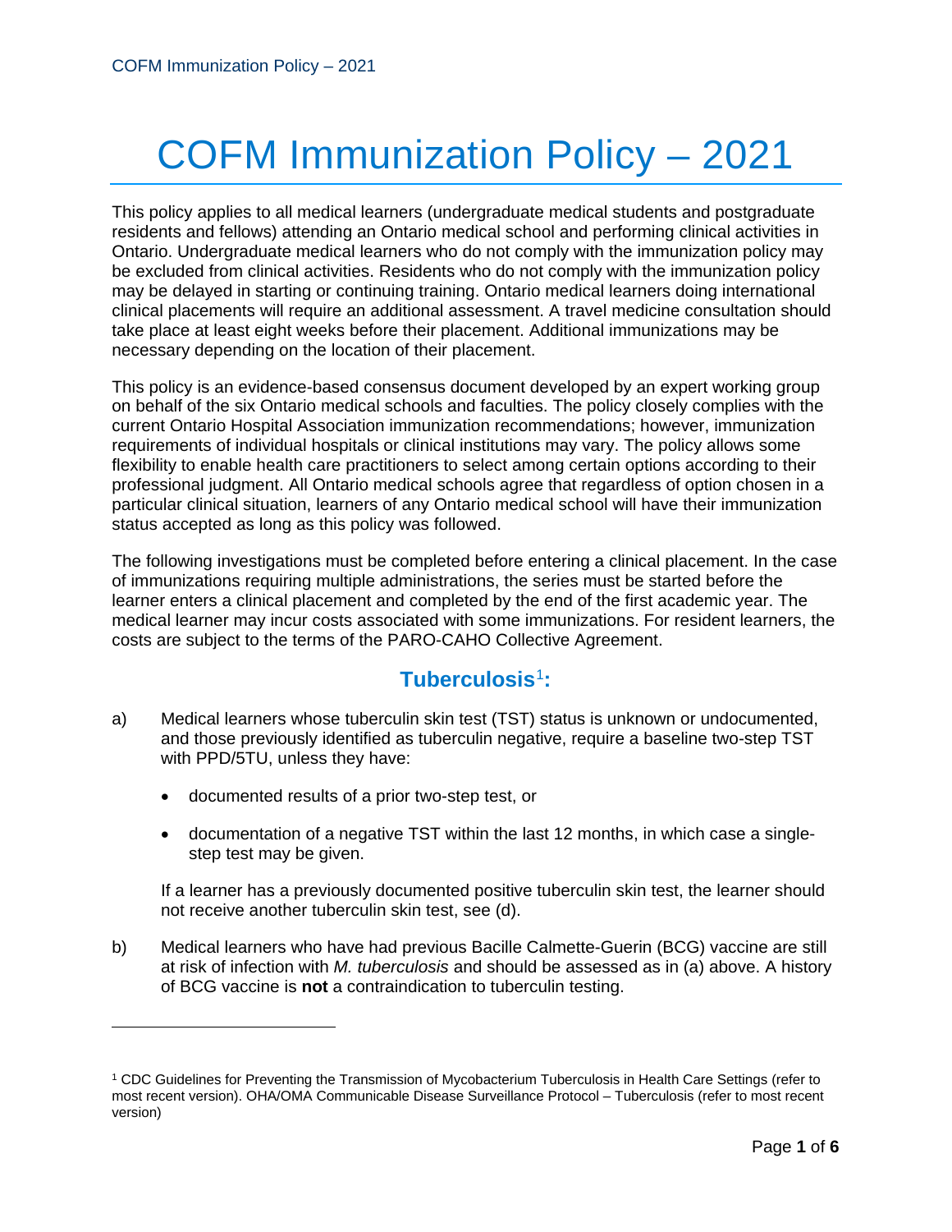# COFM Immunization Policy – 2021

This policy applies to all medical learners (undergraduate medical students and postgraduate residents and fellows) attending an Ontario medical school and performing clinical activities in Ontario. Undergraduate medical learners who do not comply with the immunization policy may be excluded from clinical activities. Residents who do not comply with the immunization policy may be delayed in starting or continuing training. Ontario medical learners doing international clinical placements will require an additional assessment. A travel medicine consultation should take place at least eight weeks before their placement. Additional immunizations may be necessary depending on the location of their placement.

This policy is an evidence-based consensus document developed by an expert working group on behalf of the six Ontario medical schools and faculties. The policy closely complies with the current Ontario Hospital Association immunization recommendations; however, immunization requirements of individual hospitals or clinical institutions may vary. The policy allows some flexibility to enable health care practitioners to select among certain options according to their professional judgment. All Ontario medical schools agree that regardless of option chosen in a particular clinical situation, learners of any Ontario medical school will have their immunization status accepted as long as this policy was followed.

The following investigations must be completed before entering a clinical placement. In the case of immunizations requiring multiple administrations, the series must be started before the learner enters a clinical placement and completed by the end of the first academic year. The medical learner may incur costs associated with some immunizations. For resident learners, the costs are subject to the terms of the PARO-CAHO Collective Agreement.

## Tuberculosis[1]:

a) Medical learners whose tuberculin skin test (TST) status is unknown or undocumented, and those previously identified as tuberculin negative, require a baseline two-step TST with PPD/5TU, unless they have:

- documented results of a prior two-step test, or
- documentation of a negative TST within the last 12 months, in which case a single-step test may be given.

If a learner has a previously documented positive tuberculin skin test, the learner should not receive another tuberculin skin test, see (d).

b) Medical learners who have had previous Bacille Calmette-Guerin (BCG) vaccine are still at risk of infection with *M. tuberculosis* and should be assessed as in (a) above. A history of BCG vaccine is **not** a contraindication to tuberculin testing.

[1] CDC Guidelines for Preventing the Transmission of Mycobacterium Tuberculosis in Health Care Settings (refer to most recent version). OHA/OMA Communicable Disease Surveillance Protocol – Tuberculosis (refer to most recent version)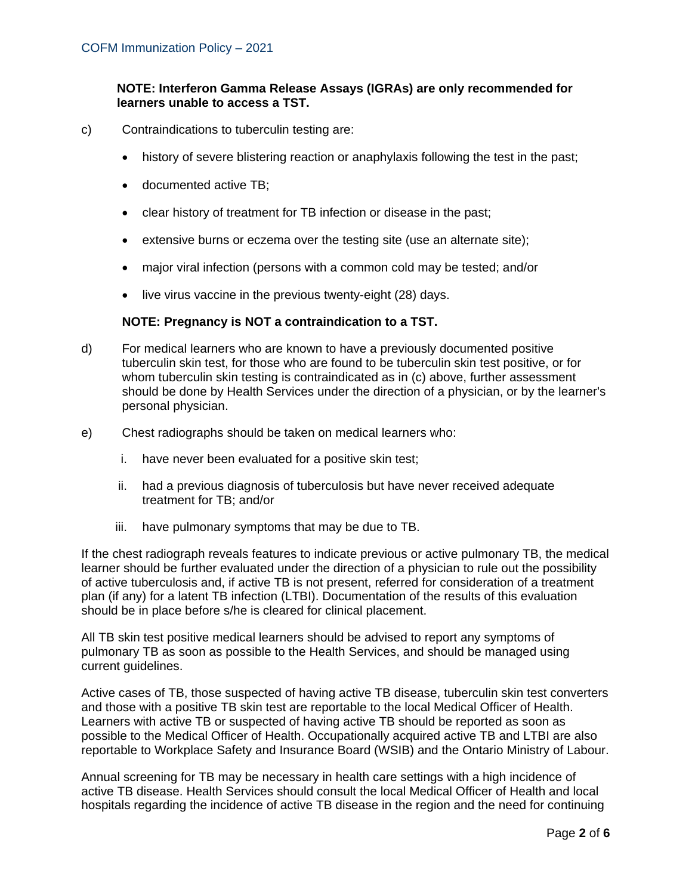**NOTE: Interferon Gamma Release Assays (IGRAs) are only recommended for learners unable to access a TST.**

c) Contraindications to tuberculin testing are:

- history of severe blistering reaction or anaphylaxis following the test in the past;
- documented active TB;
- clear history of treatment for TB infection or disease in the past;
- extensive burns or eczema over the testing site (use an alternate site);
- major viral infection (persons with a common cold may be tested; and/or
- live virus vaccine in the previous twenty-eight (28) days.

**NOTE: Pregnancy is NOT a contraindication to a TST.**

d) For medical learners who are known to have a previously documented positive tuberculin skin test, for those who are found to be tuberculin skin test positive, or for whom tuberculin skin testing is contraindicated as in (c) above, further assessment should be done by Health Services under the direction of a physician, or by the learner's personal physician.

e) Chest radiographs should be taken on medical learners who:

i. have never been evaluated for a positive skin test;

ii. had a previous diagnosis of tuberculosis but have never received adequate treatment for TB; and/or

iii. have pulmonary symptoms that may be due to TB.

If the chest radiograph reveals features to indicate previous or active pulmonary TB, the medical learner should be further evaluated under the direction of a physician to rule out the possibility of active tuberculosis and, if active TB is not present, referred for consideration of a treatment plan (if any) for a latent TB infection (LTBI). Documentation of the results of this evaluation should be in place before s/he is cleared for clinical placement.

All TB skin test positive medical learners should be advised to report any symptoms of pulmonary TB as soon as possible to the Health Services, and should be managed using current guidelines.

Active cases of TB, those suspected of having active TB disease, tuberculin skin test converters and those with a positive TB skin test are reportable to the local Medical Officer of Health. Learners with active TB or suspected of having active TB should be reported as soon as possible to the Medical Officer of Health. Occupationally acquired active TB and LTBI are also reportable to Workplace Safety and Insurance Board (WSIB) and the Ontario Ministry of Labour.

Annual screening for TB may be necessary in health care settings with a high incidence of active TB disease. Health Services should consult the local Medical Officer of Health and local hospitals regarding the incidence of active TB disease in the region and the need for continuing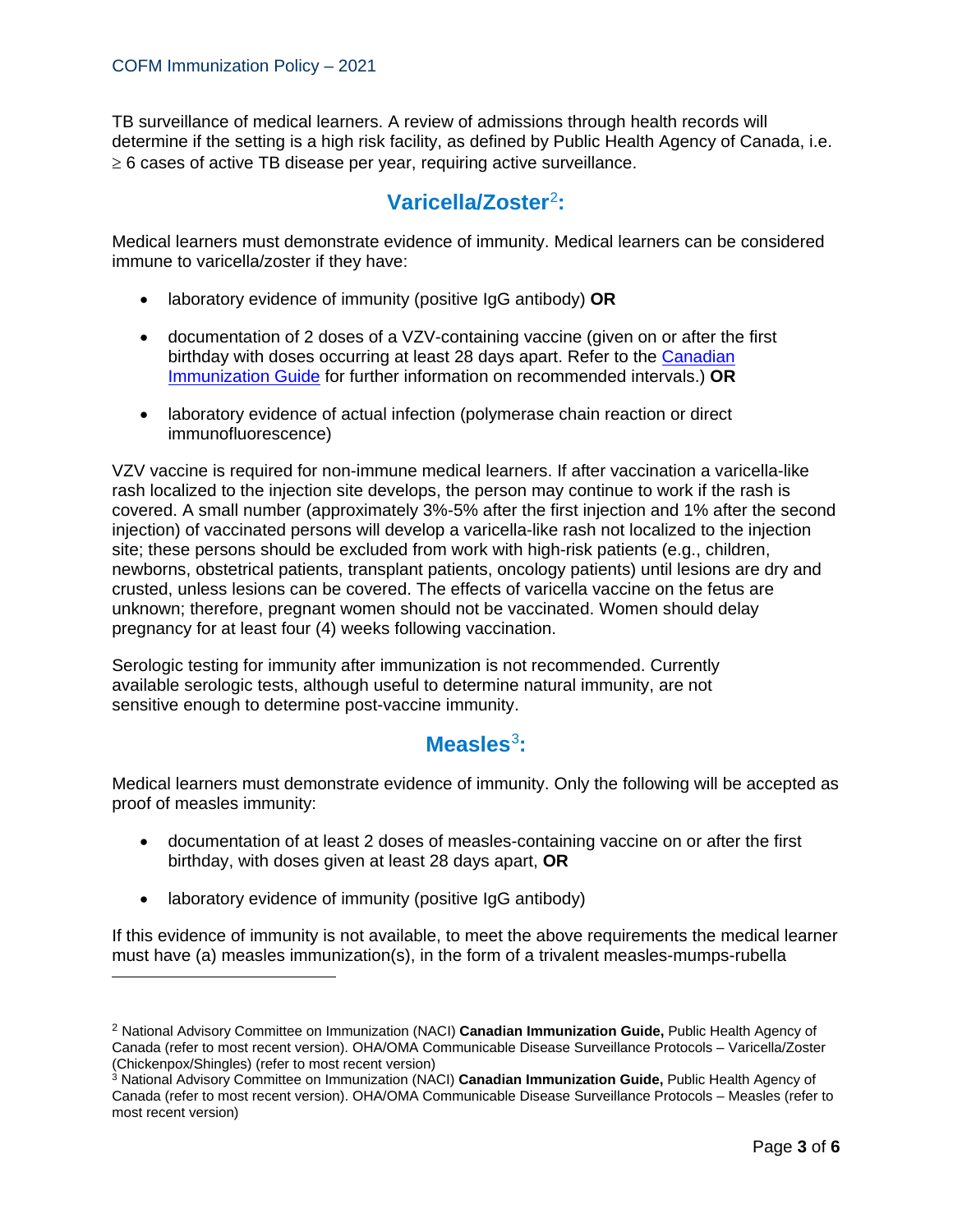TB surveillance of medical learners. A review of admissions through health records will determine if the setting is a high risk facility, as defined by Public Health Agency of Canada, i.e. ≥ 6 cases of active TB disease per year, requiring active surveillance.

## Varicella/Zoster[2]:

Medical learners must demonstrate evidence of immunity. Medical learners can be considered immune to varicella/zoster if they have:

- laboratory evidence of immunity (positive IgG antibody) **OR**
- documentation of 2 doses of a VZV-containing vaccine (given on or after the first birthday with doses occurring at least 28 days apart. Refer to the [Canadian Immunization Guide]() for further information on recommended intervals.) **OR**
- laboratory evidence of actual infection (polymerase chain reaction or direct immunofluorescence)

VZV vaccine is required for non-immune medical learners. If after vaccination a varicella-like rash localized to the injection site develops, the person may continue to work if the rash is covered. A small number (approximately 3%-5% after the first injection and 1% after the second injection) of vaccinated persons will develop a varicella-like rash not localized to the injection site; these persons should be excluded from work with high-risk patients (e.g., children, newborns, obstetrical patients, transplant patients, oncology patients) until lesions are dry and crusted, unless lesions can be covered. The effects of varicella vaccine on the fetus are unknown; therefore, pregnant women should not be vaccinated. Women should delay pregnancy for at least four (4) weeks following vaccination.

Serologic testing for immunity after immunization is not recommended. Currently available serologic tests, although useful to determine natural immunity, are not sensitive enough to determine post-vaccine immunity.

## Measles[3]:

Medical learners must demonstrate evidence of immunity. Only the following will be accepted as proof of measles immunity:

- documentation of at least 2 doses of measles-containing vaccine on or after the first birthday, with doses given at least 28 days apart, **OR**
- laboratory evidence of immunity (positive IgG antibody)

If this evidence of immunity is not available, to meet the above requirements the medical learner must have (a) measles immunization(s), in the form of a trivalent measles-mumps-rubella

---

[2] National Advisory Committee on Immunization (NACI) **Canadian Immunization Guide,** Public Health Agency of Canada (refer to most recent version). OHA/OMA Communicable Disease Surveillance Protocols – Varicella/Zoster (Chickenpox/Shingles) (refer to most recent version)

[3] National Advisory Committee on Immunization (NACI) **Canadian Immunization Guide,** Public Health Agency of Canada (refer to most recent version). OHA/OMA Communicable Disease Surveillance Protocols – Measles (refer to most recent version)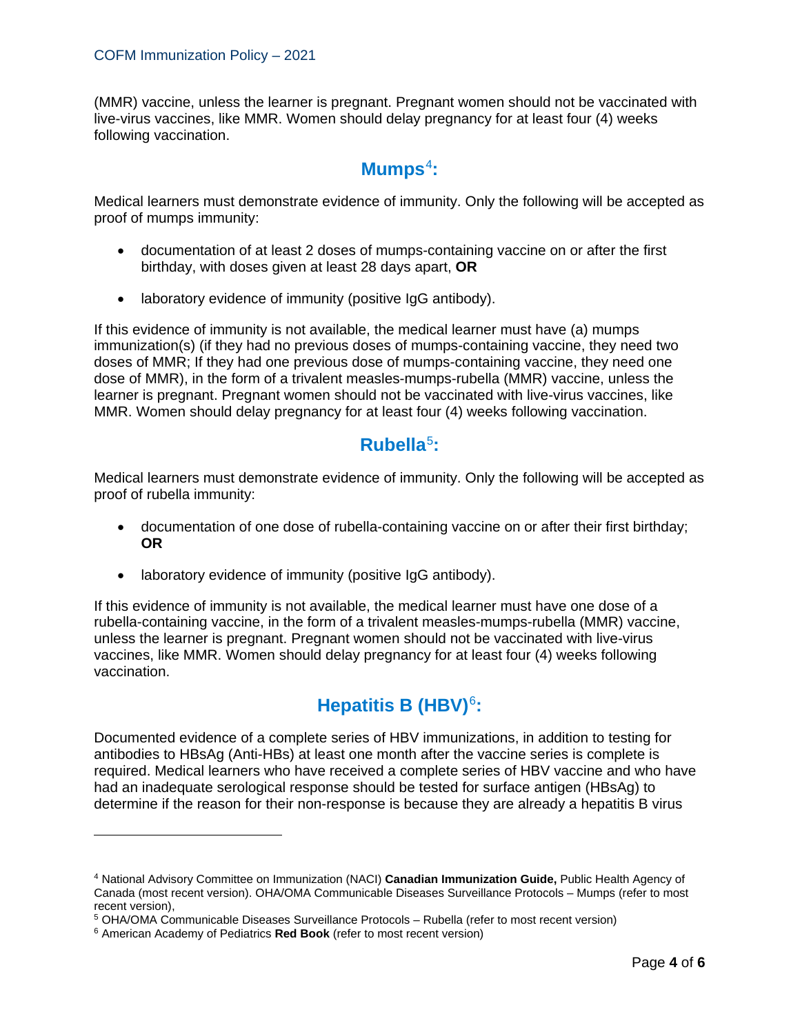(MMR) vaccine, unless the learner is pregnant. Pregnant women should not be vaccinated with live-virus vaccines, like MMR. Women should delay pregnancy for at least four (4) weeks following vaccination.

## Mumps[4]:

Medical learners must demonstrate evidence of immunity. Only the following will be accepted as proof of mumps immunity:

- documentation of at least 2 doses of mumps-containing vaccine on or after the first birthday, with doses given at least 28 days apart, **OR**
- laboratory evidence of immunity (positive IgG antibody).

If this evidence of immunity is not available, the medical learner must have (a) mumps immunization(s) (if they had no previous doses of mumps-containing vaccine, they need two doses of MMR; If they had one previous dose of mumps-containing vaccine, they need one dose of MMR), in the form of a trivalent measles-mumps-rubella (MMR) vaccine, unless the learner is pregnant. Pregnant women should not be vaccinated with live-virus vaccines, like MMR. Women should delay pregnancy for at least four (4) weeks following vaccination.

## Rubella[5]:

Medical learners must demonstrate evidence of immunity. Only the following will be accepted as proof of rubella immunity:

- documentation of one dose of rubella-containing vaccine on or after their first birthday; **OR**
- laboratory evidence of immunity (positive IgG antibody).

If this evidence of immunity is not available, the medical learner must have one dose of a rubella-containing vaccine, in the form of a trivalent measles-mumps-rubella (MMR) vaccine, unless the learner is pregnant. Pregnant women should not be vaccinated with live-virus vaccines, like MMR. Women should delay pregnancy for at least four (4) weeks following vaccination.

## Hepatitis B (HBV)[6]:

Documented evidence of a complete series of HBV immunizations, in addition to testing for antibodies to HBsAg (Anti-HBs) at least one month after the vaccine series is complete is required. Medical learners who have received a complete series of HBV vaccine and who have had an inadequate serological response should be tested for surface antigen (HBsAg) to determine if the reason for their non-response is because they are already a hepatitis B virus

---

[4] National Advisory Committee on Immunization (NACI) **Canadian Immunization Guide,** Public Health Agency of Canada (most recent version). OHA/OMA Communicable Diseases Surveillance Protocols – Mumps (refer to most recent version),

[5] OHA/OMA Communicable Diseases Surveillance Protocols – Rubella (refer to most recent version)

[6] American Academy of Pediatrics **Red Book** (refer to most recent version)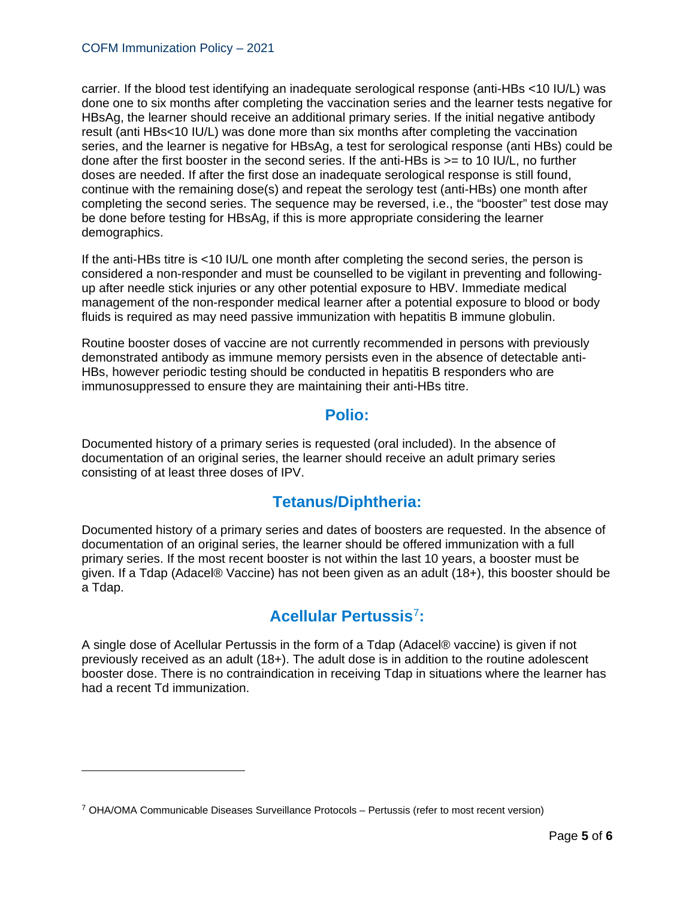carrier. If the blood test identifying an inadequate serological response (anti-HBs <10 IU/L) was done one to six months after completing the vaccination series and the learner tests negative for HBsAg, the learner should receive an additional primary series. If the initial negative antibody result (anti HBs<10 IU/L) was done more than six months after completing the vaccination series, and the learner is negative for HBsAg, a test for serological response (anti HBs) could be done after the first booster in the second series. If the anti-HBs is >= to 10 IU/L, no further doses are needed. If after the first dose an inadequate serological response is still found, continue with the remaining dose(s) and repeat the serology test (anti-HBs) one month after completing the second series. The sequence may be reversed, i.e., the "booster" test dose may be done before testing for HBsAg, if this is more appropriate considering the learner demographics.

If the anti-HBs titre is <10 IU/L one month after completing the second series, the person is considered a non-responder and must be counselled to be vigilant in preventing and following-up after needle stick injuries or any other potential exposure to HBV. Immediate medical management of the non-responder medical learner after a potential exposure to blood or body fluids is required as may need passive immunization with hepatitis B immune globulin.

Routine booster doses of vaccine are not currently recommended in persons with previously demonstrated antibody as immune memory persists even in the absence of detectable anti-HBs, however periodic testing should be conducted in hepatitis B responders who are immunosuppressed to ensure they are maintaining their anti-HBs titre.

## Polio:

Documented history of a primary series is requested (oral included). In the absence of documentation of an original series, the learner should receive an adult primary series consisting of at least three doses of IPV.

## Tetanus/Diphtheria:

Documented history of a primary series and dates of boosters are requested. In the absence of documentation of an original series, the learner should be offered immunization with a full primary series. If the most recent booster is not within the last 10 years, a booster must be given. If a Tdap (Adacel® Vaccine) has not been given as an adult (18+), this booster should be a Tdap.

## Acellular Pertussis[7]:

A single dose of Acellular Pertussis in the form of a Tdap (Adacel® vaccine) is given if not previously received as an adult (18+). The adult dose is in addition to the routine adolescent booster dose. There is no contraindication in receiving Tdap in situations where the learner has had a recent Td immunization.

---

[7] OHA/OMA Communicable Diseases Surveillance Protocols – Pertussis (refer to most recent version)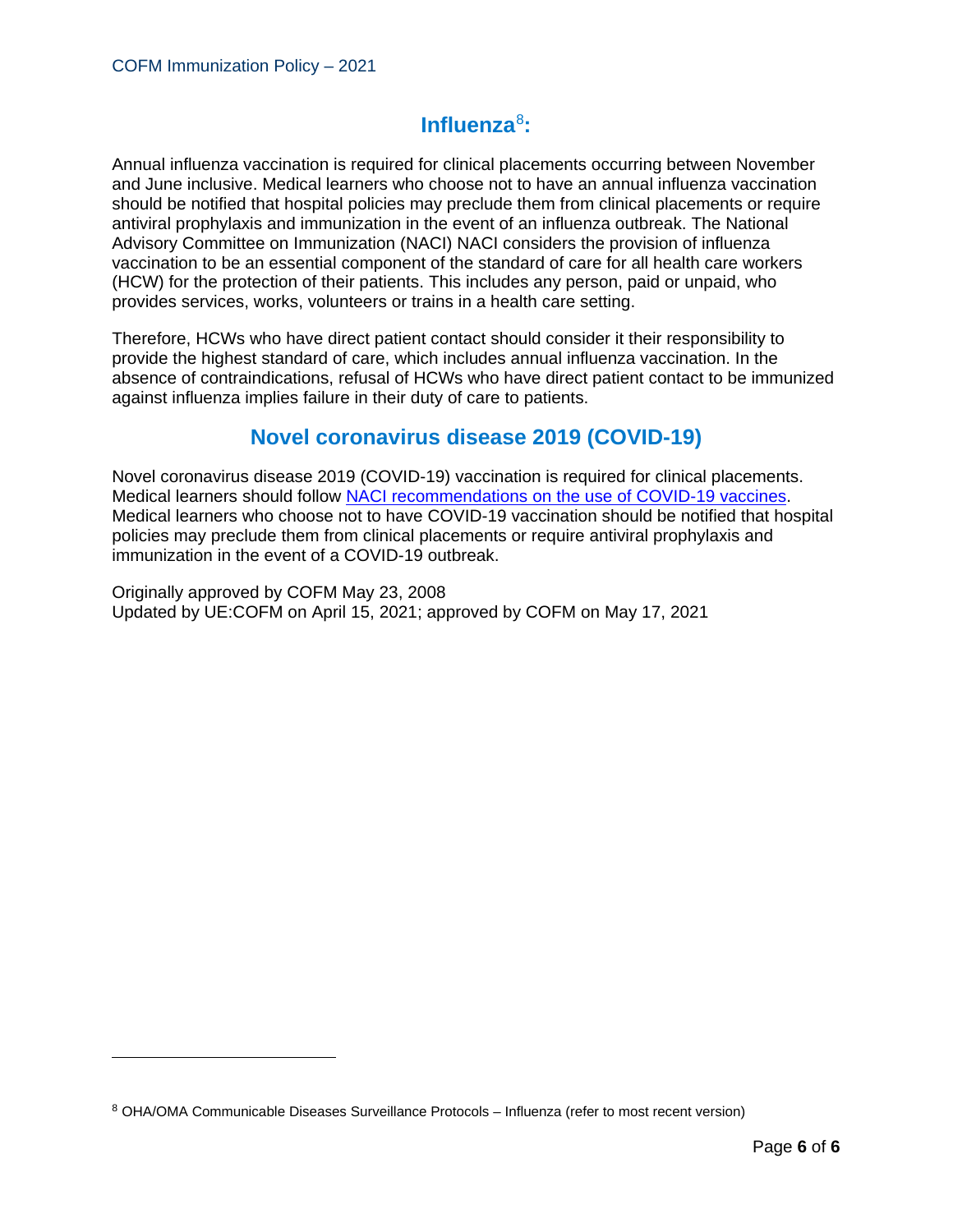## Influenza[8]:

Annual influenza vaccination is required for clinical placements occurring between November and June inclusive. Medical learners who choose not to have an annual influenza vaccination should be notified that hospital policies may preclude them from clinical placements or require antiviral prophylaxis and immunization in the event of an influenza outbreak. The National Advisory Committee on Immunization (NACI) NACI considers the provision of influenza vaccination to be an essential component of the standard of care for all health care workers (HCW) for the protection of their patients. This includes any person, paid or unpaid, who provides services, works, volunteers or trains in a health care setting.

Therefore, HCWs who have direct patient contact should consider it their responsibility to provide the highest standard of care, which includes annual influenza vaccination. In the absence of contraindications, refusal of HCWs who have direct patient contact to be immunized against influenza implies failure in their duty of care to patients.

## Novel coronavirus disease 2019 (COVID-19)

Novel coronavirus disease 2019 (COVID-19) vaccination is required for clinical placements. Medical learners should follow NACI recommendations on the use of COVID-19 vaccines. Medical learners who choose not to have COVID-19 vaccination should be notified that hospital policies may preclude them from clinical placements or require antiviral prophylaxis and immunization in the event of a COVID-19 outbreak.

Originally approved by COFM May 23, 2008
Updated by UE:COFM on April 15, 2021; approved by COFM on May 17, 2021

---

[8] OHA/OMA Communicable Diseases Surveillance Protocols – Influenza (refer to most recent version)